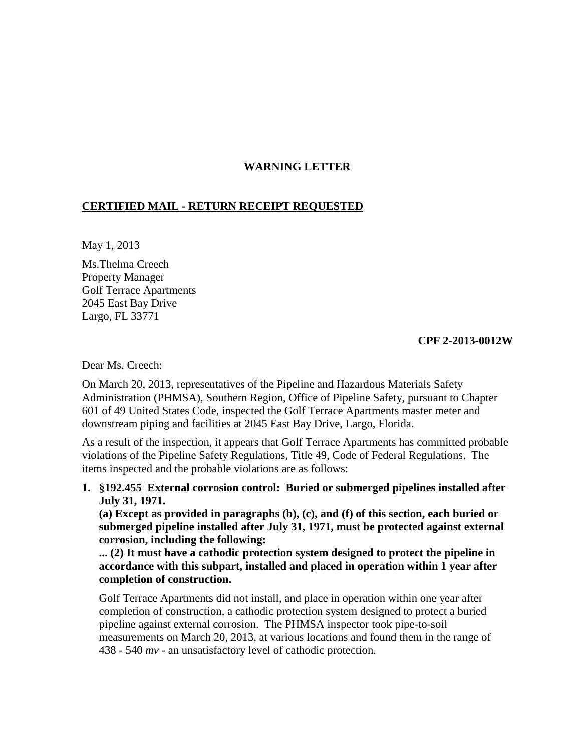**WARNING LETTER**

**CERTIFIED MAIL - RETURN RECEIPT REQUESTED**

May 1, 2013

Ms.Thelma Creech  
Property Manager  
Golf Terrace Apartments  
2045 East Bay Drive  
Largo, FL 33771

**CPF 2-2013-0012W**

Dear Ms. Creech:

On March 20, 2013, representatives of the Pipeline and Hazardous Materials Safety Administration (PHMSA), Southern Region, Office of Pipeline Safety, pursuant to Chapter 601 of 49 United States Code, inspected the Golf Terrace Apartments master meter and downstream piping and facilities at 2045 East Bay Drive, Largo, Florida.

As a result of the inspection, it appears that Golf Terrace Apartments has committed probable violations of the Pipeline Safety Regulations, Title 49, Code of Federal Regulations. The items inspected and the probable violations are as follows:

1. **§192.455 External corrosion control: Buried or submerged pipelines installed after July 31, 1971.**
   **(a) Except as provided in paragraphs (b), (c), and (f) of this section, each buried or submerged pipeline installed after July 31, 1971, must be protected against external corrosion, including the following:**
   **... (2) It must have a cathodic protection system designed to protect the pipeline in accordance with this subpart, installed and placed in operation within 1 year after completion of construction.**

   Golf Terrace Apartments did not install, and place in operation within one year after completion of construction, a cathodic protection system designed to protect a buried pipeline against external corrosion. The PHMSA inspector took pipe-to-soil measurements on March 20, 2013, at various locations and found them in the range of 438 - 540 *mv* - an unsatisfactory level of cathodic protection.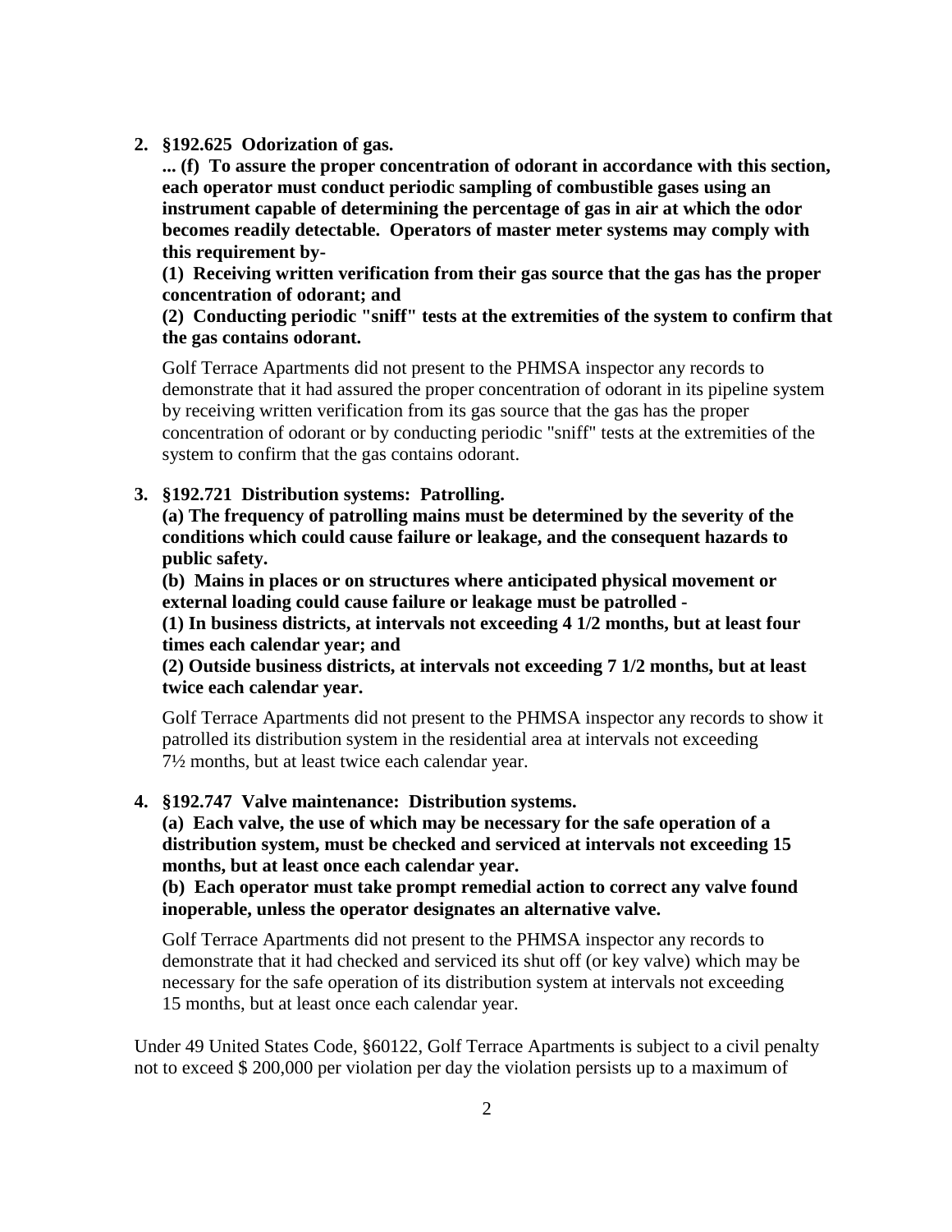2. **§192.625 Odorization of gas.**

   **... (f) To assure the proper concentration of odorant in accordance with this section, each operator must conduct periodic sampling of combustible gases using an instrument capable of determining the percentage of gas in air at which the odor becomes readily detectable. Operators of master meter systems may comply with this requirement by-**

   **(1) Receiving written verification from their gas source that the gas has the proper concentration of odorant; and**

   **(2) Conducting periodic "sniff" tests at the extremities of the system to confirm that the gas contains odorant.**

   Golf Terrace Apartments did not present to the PHMSA inspector any records to demonstrate that it had assured the proper concentration of odorant in its pipeline system by receiving written verification from its gas source that the gas has the proper concentration of odorant or by conducting periodic "sniff" tests at the extremities of the system to confirm that the gas contains odorant.

3. **§192.721 Distribution systems: Patrolling.**

   **(a) The frequency of patrolling mains must be determined by the severity of the conditions which could cause failure or leakage, and the consequent hazards to public safety.**

   **(b) Mains in places or on structures where anticipated physical movement or external loading could cause failure or leakage must be patrolled -**

   **(1) In business districts, at intervals not exceeding 4 1/2 months, but at least four times each calendar year; and**

   **(2) Outside business districts, at intervals not exceeding 7 1/2 months, but at least twice each calendar year.**

   Golf Terrace Apartments did not present to the PHMSA inspector any records to show it patrolled its distribution system in the residential area at intervals not exceeding 7½ months, but at least twice each calendar year.

4. **§192.747 Valve maintenance: Distribution systems.**

   **(a) Each valve, the use of which may be necessary for the safe operation of a distribution system, must be checked and serviced at intervals not exceeding 15 months, but at least once each calendar year.**

   **(b) Each operator must take prompt remedial action to correct any valve found inoperable, unless the operator designates an alternative valve.**

   Golf Terrace Apartments did not present to the PHMSA inspector any records to demonstrate that it had checked and serviced its shut off (or key valve) which may be necessary for the safe operation of its distribution system at intervals not exceeding 15 months, but at least once each calendar year.

Under 49 United States Code, §60122, Golf Terrace Apartments is subject to a civil penalty not to exceed $ 200,000 per violation per day the violation persists up to a maximum of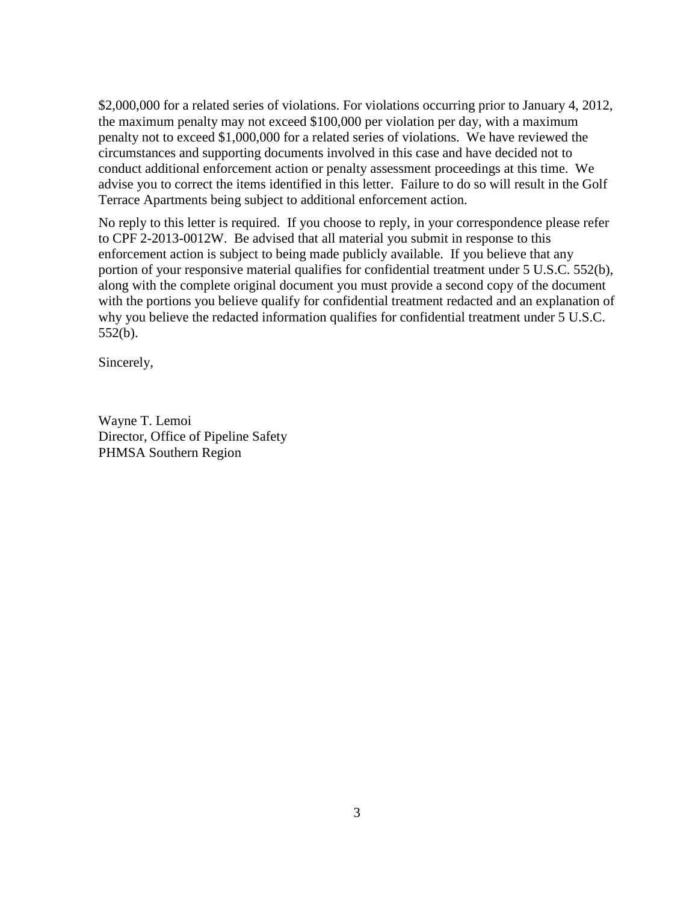$2,000,000 for a related series of violations. For violations occurring prior to January 4, 2012, the maximum penalty may not exceed $100,000 per violation per day, with a maximum penalty not to exceed $1,000,000 for a related series of violations. We have reviewed the circumstances and supporting documents involved in this case and have decided not to conduct additional enforcement action or penalty assessment proceedings at this time. We advise you to correct the items identified in this letter. Failure to do so will result in the Golf Terrace Apartments being subject to additional enforcement action.

No reply to this letter is required. If you choose to reply, in your correspondence please refer to CPF 2-2013-0012W. Be advised that all material you submit in response to this enforcement action is subject to being made publicly available. If you believe that any portion of your responsive material qualifies for confidential treatment under 5 U.S.C. 552(b), along with the complete original document you must provide a second copy of the document with the portions you believe qualify for confidential treatment redacted and an explanation of why you believe the redacted information qualifies for confidential treatment under 5 U.S.C. 552(b).

Sincerely,

Wayne T. Lemoi
Director, Office of Pipeline Safety
PHMSA Southern Region